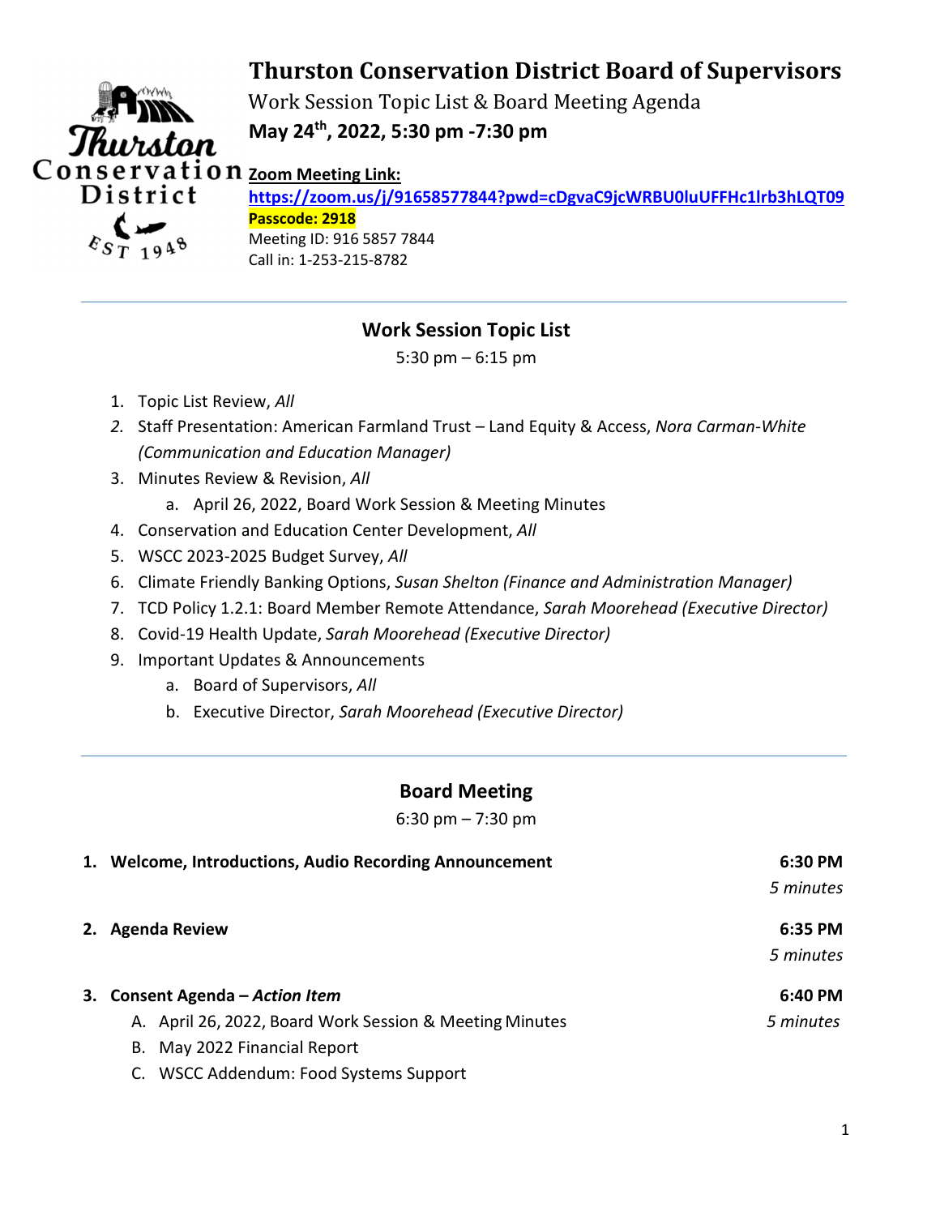# Thurston Conservation District Board of Supervisors

Work Session Topic List & Board Meeting Agenda

**May 24th, 2022, 5:30 pm -7:30 pm**

**Zoom Meeting Link:**

**https://zoom.us/j/91658577844?pwd=cDgvaC9jcWRBU0luUFFHc1lrb3hLQT09**

**Passcode: 2918**

Meeting ID: 916 5857 7844

Call in: 1-253-215-8782

---

## Work Session Topic List

5:30 pm – 6:15 pm

1. Topic List Review, *All*
2. Staff Presentation: American Farmland Trust – Land Equity & Access, *Nora Carman-White (Communication and Education Manager)*
3. Minutes Review & Revision, *All*
   a. April 26, 2022, Board Work Session & Meeting Minutes
4. Conservation and Education Center Development, *All*
5. WSCC 2023-2025 Budget Survey, *All*
6. Climate Friendly Banking Options, *Susan Shelton (Finance and Administration Manager)*
7. TCD Policy 1.2.1: Board Member Remote Attendance, *Sarah Moorehead (Executive Director)*
8. Covid-19 Health Update, *Sarah Moorehead (Executive Director)*
9. Important Updates & Announcements
   a. Board of Supervisors, *All*
   b. Executive Director, *Sarah Moorehead (Executive Director)*

---

## Board Meeting

6:30 pm – 7:30 pm

**1. Welcome, Introductions, Audio Recording Announcement** — **6:30 PM**, *5 minutes*

**2. Agenda Review** — **6:35 PM**, *5 minutes*

**3. Consent Agenda – *Action Item*** — **6:40 PM**, *5 minutes*

A. April 26, 2022, Board Work Session & Meeting Minutes
B. May 2022 Financial Report
C. WSCC Addendum: Food Systems Support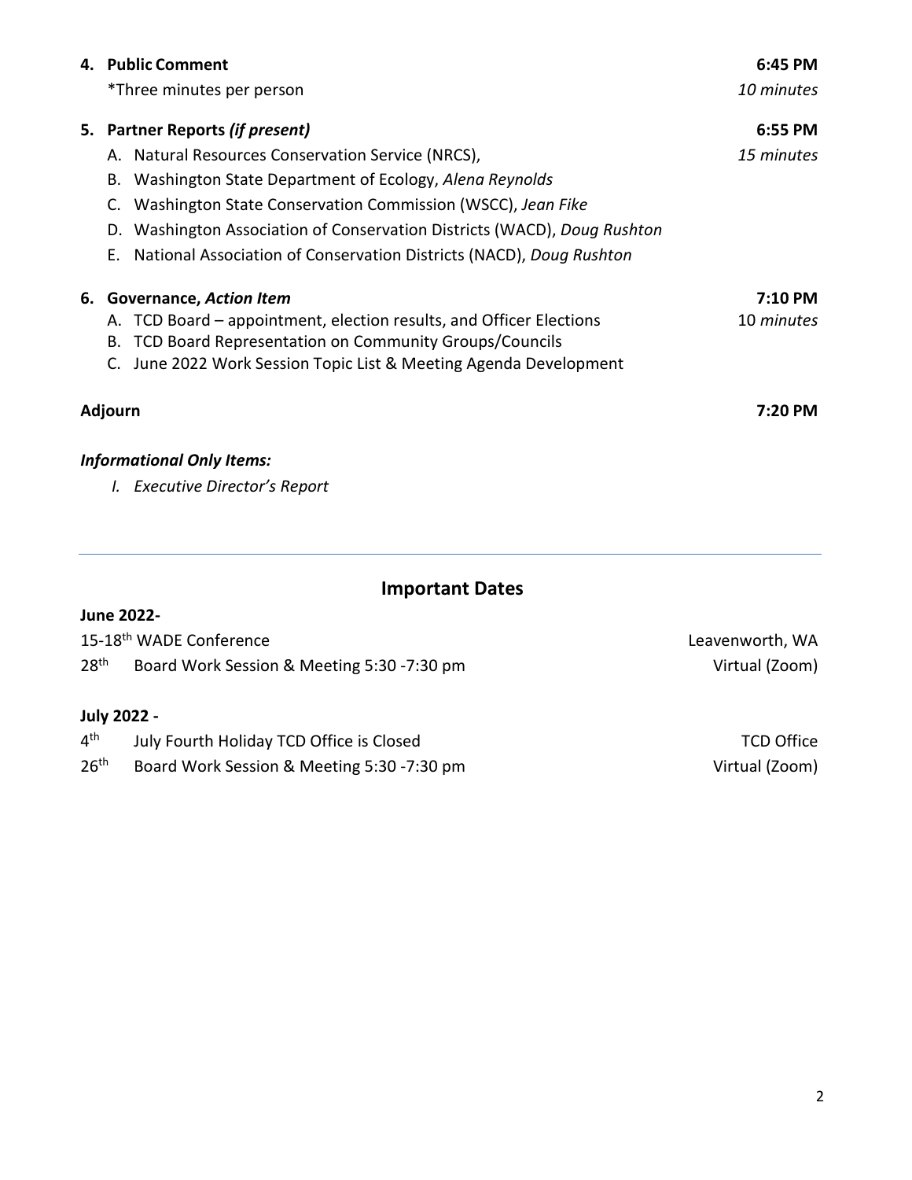**4. Public Comment** **6:45 PM**

\*Three minutes per person *10 minutes*

**5. Partner Reports *(if present)*** **6:55 PM**

*15 minutes*

A. Natural Resources Conservation Service (NRCS),

B. Washington State Department of Ecology, *Alena Reynolds*

C. Washington State Conservation Commission (WSCC), *Jean Fike*

D. Washington Association of Conservation Districts (WACD), *Doug Rushton*

E. National Association of Conservation Districts (NACD), *Doug Rushton*

**6. Governance, *Action Item*** **7:10 PM**

10 *minutes*

A. TCD Board – appointment, election results, and Officer Elections

B. TCD Board Representation on Community Groups/Councils

C. June 2022 Work Session Topic List & Meeting Agenda Development

**Adjourn** **7:20 PM**

***Informational Only Items:***

*I. Executive Director's Report*

---

## Important Dates

**June 2022-**

| | | |
|---|---|---|
| 15-18th | WADE Conference | Leavenworth, WA |
| 28th | Board Work Session & Meeting 5:30 -7:30 pm | Virtual (Zoom) |

**July 2022 -**

| | | |
|---|---|---|
| 4th | July Fourth Holiday TCD Office is Closed | TCD Office |
| 26th | Board Work Session & Meeting 5:30 -7:30 pm | Virtual (Zoom) |